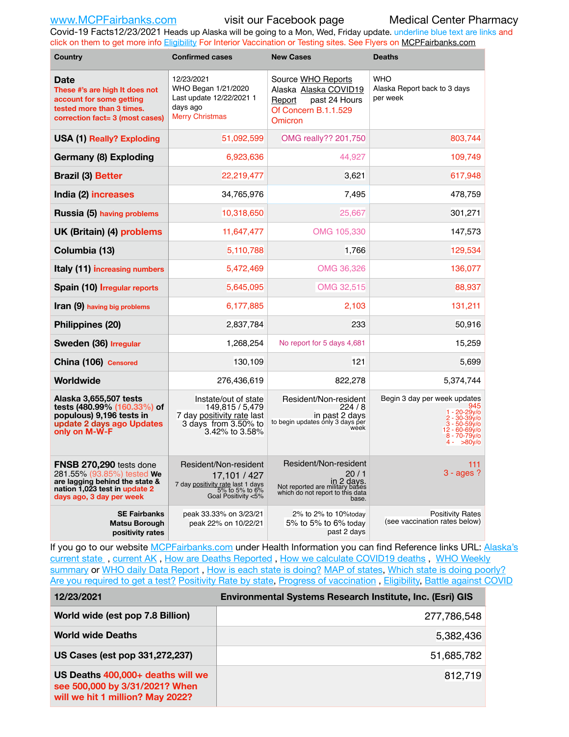www.MCPFairbanks.com visit our Facebook page Medical Center Pharmacy

Covid-19 Facts12/23/2021 Heads up Alaska will be going to a Mon, Wed, Friday update. underline blue text are links and click on them to get more info Eligibility For Interior Vaccination or Testing sites. See Flyers on MCPFairbanks.com

| Country | Confirmed cases | New Cases | Deaths |
|---|---|---|---|
| **Date** These #'s are high It does not account for some getting tested more than 3 times. correction fact= 3 (most cases) | 12/23/2021 WHO Began 1/21/2020 Last update 12/22/2021 1 days ago Merry Christmas | Source WHO Reports Alaska Alaska COVID19 Report past 24 Hours Of Concern B.1.1.529 Omicron | WHO Alaska Report back to 3 days per week |
| **USA (1)** Really? Exploding | 51,092,599 | OMG really?? 201,750 | 803,744 |
| **Germany (8) Exploding** | 6,923,636 | 44,927 | 109,749 |
| **Brazil (3)** Better | 22,219,477 | 3,621 | 617,948 |
| **India (2)** increases | 34,765,976 | 7,495 | 478,759 |
| **Russia (5)** having problems | 10,318,650 | 25,667 | 301,271 |
| **UK (Britain) (4)** problems | 11,647,477 | OMG 105,330 | 147,573 |
| **Columbia (13)** | 5,110,788 | 1,766 | 129,534 |
| **Italy (11)** increasing numbers | 5,472,469 | OMG 36,326 | 136,077 |
| **Spain (10)** Irregular reports | 5,645,095 | OMG 32,515 | 88,937 |
| **Iran (9)** having big problems | 6,177,885 | 2,103 | 131,211 |
| **Philippines (20)** | 2,837,784 | 233 | 50,916 |
| **Sweden (36)** Irregular | 1,268,254 | No report for 5 days 4,681 | 15,259 |
| **China (106)** Censored | 130,109 | 121 | 5,699 |
| **Worldwide** | 276,436,619 | 822,278 | 5,374,744 |
| **Alaska 3,655,507 tests tests (480.99% (160.33%) of populous) 9,196 tests in** update 2 days ago Updates only on M-W-F | Instate/out of state 149,815 / 5,479 7 day positivity rate last 3 days from 3.50% to 3.42% to 3.58% | Resident/Non-resident 224 / 8 in past 2 days to begin updates only 3 days per week | Begin 3 day per week updates 945 1 - 20-29y/o 2 - 30-39y/o 3 - 50-59y/o 12 - 60-69y/o 8 - 70-79y/o 4 - >80y/o |
| **FNSB 270,290** tests done 281.55% (93.85%) tested **We are lagging behind the state & nation 1,023 test in** update 2 days ago, 3 day per week | Resident/Non-resident 17,101 / 427 7 day positivity rate last 1 days 5% to 5% to 6% Goal Positivity <5% | Resident/Non-resident 20 / 1 in 2 days. Not reported are military bases which do not report to this data base. | 111 3 - ages ? |
| **SE Fairbanks Matsu Borough positivity rates** | peak 33.33% on 3/23/21 peak 22% on 10/22/21 | 2% to 2% to 10%today 5% to 5% to 6% today past 2 days | Positivity Rates (see vaccination rates below) |

If you go to our website MCPFairbanks.com under Health Information you can find Reference links URL: Alaska's current state , current AK , How are Deaths Reported , How we calculate COVID19 deaths , WHO Weekly summary or WHO daily Data Report , How is each state is doing? MAP of states, Which state is doing poorly? Are you required to get a test? Positivity Rate by state, Progress of vaccination , Eligibility, Battle against COVID

| 12/23/2021 | Environmental Systems Research Institute, Inc. (Esri) GIS |
|---|---|
| World wide (est pop 7.8 Billion) | 277,786,548 |
| World wide Deaths | 5,382,436 |
| US Cases (est pop 331,272,237) | 51,685,782 |
| US Deaths 400,000+ deaths will we see 500,000 by 3/31/2021? When will we hit 1 million? May 2022? | 812,719 |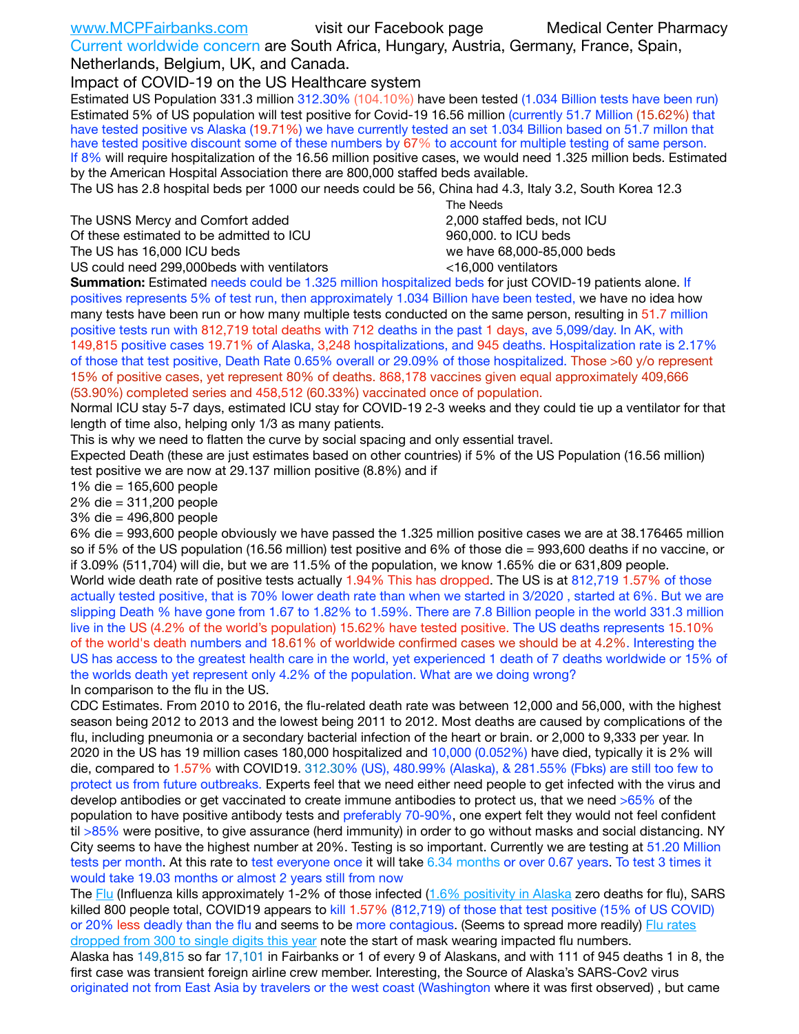www.MCPFairbanks.com visit our Facebook page Medical Center Pharmacy

Current worldwide concern are South Africa, Hungary, Austria, Germany, France, Spain, Netherlands, Belgium, UK, and Canada.

Impact of COVID-19 on the US Healthcare system

Estimated US Population 331.3 million 312.30% (104.10%) have been tested (1.034 Billion tests have been run) Estimated 5% of US population will test positive for Covid-19 16.56 million (currently 51.7 Million (15.62%) that have tested positive vs Alaska (19.71%) we have currently tested an set 1.034 Billion based on 51.7 millon that have tested positive discount some of these numbers by 67% to account for multiple testing of same person. If 8% will require hospitalization of the 16.56 million positive cases, we would need 1.325 million beds. Estimated by the American Hospital Association there are 800,000 staffed beds available.

The US has 2.8 hospital beds per 1000 our needs could be 56, China had 4.3, Italy 3.2, South Korea 12.3

| | The Needs |
|---|---|
| The USNS Mercy and Comfort added | 2,000 staffed beds, not ICU |
| Of these estimated to be admitted to ICU | 960,000. to ICU beds |
| The US has 16,000 ICU beds | we have 68,000-85,000 beds |
| US could need 299,000beds with ventilators | <16,000 ventilators |

**Summation:** Estimated needs could be 1.325 million hospitalized beds for just COVID-19 patients alone. If positives represents 5% of test run, then approximately 1.034 Billion have been tested, we have no idea how many tests have been run or how many multiple tests conducted on the same person, resulting in 51.7 million positive tests run with 812,719 total deaths with 712 deaths in the past 1 days, ave 5,099/day. In AK, with 149,815 positive cases 19.71% of Alaska, 3,248 hospitalizations, and 945 deaths. Hospitalization rate is 2.17% of those that test positive, Death Rate 0.65% overall or 29.09% of those hospitalized. Those >60 y/o represent 15% of positive cases, yet represent 80% of deaths. 868,178 vaccines given equal approximately 409,666 (53.90%) completed series and 458,512 (60.33%) vaccinated once of population.

Normal ICU stay 5-7 days, estimated ICU stay for COVID-19 2-3 weeks and they could tie up a ventilator for that length of time also, helping only 1/3 as many patients.

This is why we need to flatten the curve by social spacing and only essential travel.

Expected Death (these are just estimates based on other countries) if 5% of the US Population (16.56 million) test positive we are now at 29.137 million positive (8.8%) and if

1% die = 165,600 people
2% die = 311,200 people
3% die = 496,800 people
6% die = 993,600 people obviously we have passed the 1.325 million positive cases we are at 38.176465 million so if 5% of the US population (16.56 million) test positive and 6% of those die = 993,600 deaths if no vaccine, or if 3.09% (511,704) will die, but we are 11.5% of the population, we know 1.65% die or 631,809 people.

World wide death rate of positive tests actually 1.94% This has dropped. The US is at 812,719 1.57% of those actually tested positive, that is 70% lower death rate than when we started in 3/2020 , started at 6%. But we are slipping Death % have gone from 1.67 to 1.82% to 1.59%. There are 7.8 Billion people in the world 331.3 million live in the US (4.2% of the world's population) 15.62% have tested positive. The US deaths represents 15.10% of the world's death numbers and 18.61% of worldwide confirmed cases we should be at 4.2%. Interesting the US has access to the greatest health care in the world, yet experienced 1 death of 7 deaths worldwide or 15% of the worlds death yet represent only 4.2% of the population. What are we doing wrong?

In comparison to the flu in the US.

CDC Estimates. From 2010 to 2016, the flu-related death rate was between 12,000 and 56,000, with the highest season being 2012 to 2013 and the lowest being 2011 to 2012. Most deaths are caused by complications of the flu, including pneumonia or a secondary bacterial infection of the heart or brain. or 2,000 to 9,333 per year. In 2020 in the US has 19 million cases 180,000 hospitalized and 10,000 (0.052%) have died, typically it is 2% will die, compared to 1.57% with COVID19. 312.30% (US), 480.99% (Alaska), & 281.55% (Fbks) are still too few to protect us from future outbreaks. Experts feel that we need either need people to get infected with the virus and develop antibodies or get vaccinated to create immune antibodies to protect us, that we need >65% of the population to have positive antibody tests and preferably 70-90%, one expert felt they would not feel confident til >85% were positive, to give assurance (herd immunity) in order to go without masks and social distancing. NY City seems to have the highest number at 20%. Testing is so important. Currently we are testing at 51.20 Million tests per month. At this rate to test everyone once it will take 6.34 months or over 0.67 years. To test 3 times it would take 19.03 months or almost 2 years still from now

The Flu (Influenza kills approximately 1-2% of those infected (1.6% positivity in Alaska zero deaths for flu), SARS killed 800 people total, COVID19 appears to kill 1.57% (812,719) of those that test positive (15% of US COVID) or 20% less deadly than the flu and seems to be more contagious. (Seems to spread more readily) Flu rates dropped from 300 to single digits this year note the start of mask wearing impacted flu numbers.

Alaska has 149,815 so far 17,101 in Fairbanks or 1 of every 9 of Alaskans, and with 111 of 945 deaths 1 in 8, the first case was transient foreign airline crew member. Interesting, the Source of Alaska's SARS-Cov2 virus originated not from East Asia by travelers or the west coast (Washington where it was first observed) , but came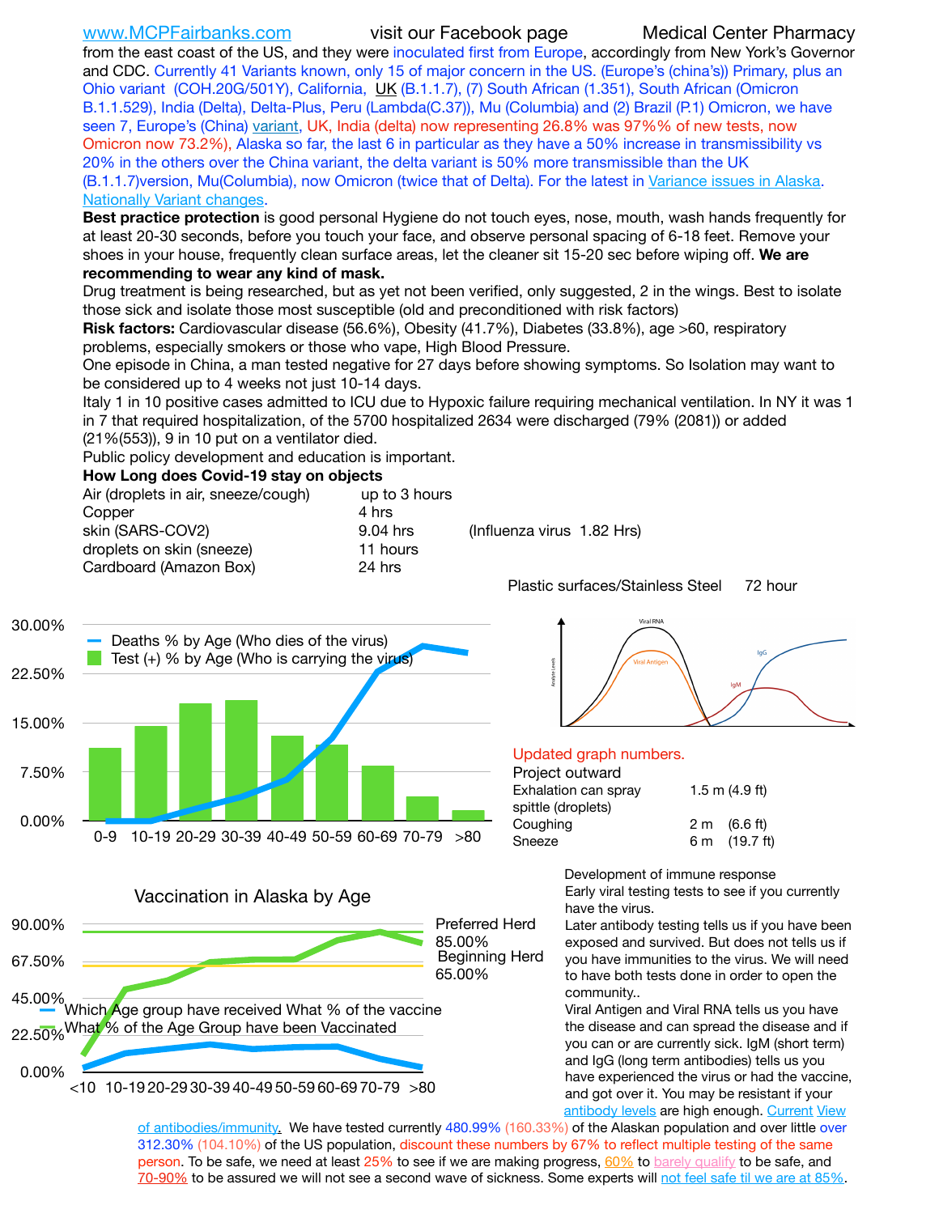www.MCPFairbanks.com visit our Facebook page Medical Center Pharmacy

from the east coast of the US, and they were inoculated first from Europe, accordingly from New York's Governor and CDC. Currently 41 Variants known, only 15 of major concern in the US. (Europe's (china's)) Primary, plus an Ohio variant (COH.20G/501Y), California, UK (B.1.1.7), (7) South African (1.351), South African (Omicron B.1.1.529), India (Delta), Delta-Plus, Peru (Lambda(C.37)), Mu (Columbia) and (2) Brazil (P.1) Omicron, we have seen 7, Europe's (China) variant, UK, India (delta) now representing 26.8% was 97%% of new tests, now Omicron now 73.2%), Alaska so far, the last 6 in particular as they have a 50% increase in transmissibility vs 20% in the others over the China variant, the delta variant is 50% more transmissible than the UK (B.1.1.7)version, Mu(Columbia), now Omicron (twice that of Delta). For the latest in Variance issues in Alaska. Nationally Variant changes.

**Best practice protection** is good personal Hygiene do not touch eyes, nose, mouth, wash hands frequently for at least 20-30 seconds, before you touch your face, and observe personal spacing of 6-18 feet. Remove your shoes in your house, frequently clean surface areas, let the cleaner sit 15-20 sec before wiping off. **We are recommending to wear any kind of mask.**

Drug treatment is being researched, but as yet not been verified, only suggested, 2 in the wings. Best to isolate those sick and isolate those most susceptible (old and preconditioned with risk factors)

**Risk factors:** Cardiovascular disease (56.6%), Obesity (41.7%), Diabetes (33.8%), age >60, respiratory problems, especially smokers or those who vape, High Blood Pressure.

One episode in China, a man tested negative for 27 days before showing symptoms. So Isolation may want to be considered up to 4 weeks not just 10-14 days.

Italy 1 in 10 positive cases admitted to ICU due to Hypoxic failure requiring mechanical ventilation. In NY it was 1 in 7 that required hospitalization, of the 5700 hospitalized 2634 were discharged (79% (2081)) or added (21%(553)), 9 in 10 put on a ventilator died.

Public policy development and education is important.

**How Long does Covid-19 stay on objects**

| | | |
|---|---|---|
| Air (droplets in air, sneeze/cough) | up to 3 hours | |
| Copper | 4 hrs | |
| skin (SARS-COV2) | 9.04 hrs | (Influenza virus 1.82 Hrs) |
| droplets on skin (sneeze) | 11 hours | |
| Cardboard (Amazon Box) | 24 hrs | |
| Plastic surfaces/Stainless Steel | 72 hour | |

Updated graph numbers.

Project outward

| | |
|---|---|
| Exhalation can spray spittle (droplets) | 1.5 m (4.9 ft) |
| Coughing | 2 m (6.6 ft) |
| Sneeze | 6 m (19.7 ft) |

Development of immune response

Early viral testing tests to see if you currently have the virus.

Later antibody testing tells us if you have been exposed and survived. But does not tells us if you have immunities to the virus. We will need to have both tests done in order to open the community..

Viral Antigen and Viral RNA tells us you have the disease and can spread the disease and if you can or are currently sick. IgM (short term) and IgG (long term antibodies) tells us you have experienced the virus or had the vaccine, and got over it. You may be resistant if your antibody levels are high enough. Current View of antibodies/immunity. We have tested currently 480.99% (160.33%) of the Alaskan population and over little over 312.30% (104.10%) of the US population, discount these numbers by 67% to reflect multiple testing of the same person. To be safe, we need at least 25% to see if we are making progress, 60% to barely qualify to be safe, and 70-90% to be assured we will not see a second wave of sickness. Some experts will not feel safe til we are at 85%.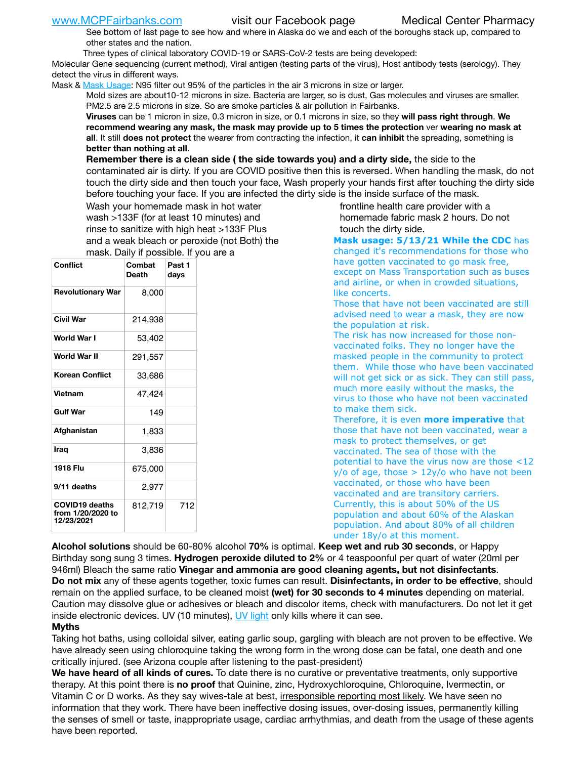www.MCPFairbanks.com visit our Facebook page Medical Center Pharmacy

See bottom of last page to see how and where in Alaska do we and each of the boroughs stack up, compared to other states and the nation.

Three types of clinical laboratory COVID-19 or SARS-CoV-2 tests are being developed:

Molecular Gene sequencing (current method), Viral antigen (testing parts of the virus), Host antibody tests (serology). They detect the virus in different ways.

Mask & Mask Usage: N95 filter out 95% of the particles in the air 3 microns in size or larger.

Mold sizes are about10-12 microns in size. Bacteria are larger, so is dust, Gas molecules and viruses are smaller. PM2.5 are 2.5 microns in size. So are smoke particles & air pollution in Fairbanks.

**Viruses** can be 1 micron in size, 0.3 micron in size, or 0.1 microns in size, so they **will pass right through**. **We recommend wearing any mask, the mask may provide up to 5 times the protection** ver **wearing no mask at all**. It still **does not protect** the wearer from contracting the infection, it **can inhibit** the spreading, something is **better than nothing at all**.

**Remember there is a clean side ( the side towards you) and a dirty side,** the side to the contaminated air is dirty. If you are COVID positive then this is reversed. When handling the mask, do not touch the dirty side and then touch your face, Wash properly your hands first after touching the dirty side before touching your face. If you are infected the dirty side is the inside surface of the mask.

Wash your homemade mask in hot water wash >133F (for at least 10 minutes) and rinse to sanitize with high heat >133F Plus and a weak bleach or peroxide (not Both) the mask. Daily if possible. If you are a frontline health care provider with a homemade fabric mask 2 hours. Do not touch the dirty side.

| Conflict | Combat Death | Past 1 days |
|---|---|---|
| Revolutionary War | 8,000 | |
| Civil War | 214,938 | |
| World War I | 53,402 | |
| World War II | 291,557 | |
| Korean Conflict | 33,686 | |
| Vietnam | 47,424 | |
| Gulf War | 149 | |
| Afghanistan | 1,833 | |
| Iraq | 3,836 | |
| 1918 Flu | 675,000 | |
| 9/11 deaths | 2,977 | |
| COVID19 deaths from 1/20/2020 to 12/23/2021 | 812,719 | 712 |

**Mask usage: 5/13/21 While the CDC** has changed it's recommendations for those who have gotten vaccinated to go mask free, except on Mass Transportation such as buses and airline, or when in crowded situations, like concerts.

Those that have not been vaccinated are still advised need to wear a mask, they are now the population at risk.

The risk has now increased for those non-vaccinated folks. They no longer have the masked people in the community to protect them. While those who have been vaccinated will not get sick or as sick. They can still pass, much more easily without the masks, the virus to those who have not been vaccinated to make them sick.

Therefore, it is even **more imperative** that those that have not been vaccinated, wear a mask to protect themselves, or get vaccinated. The sea of those with the potential to have the virus now are those <12 y/o of age, those > 12y/o who have not been vaccinated, or those who have been vaccinated and are transitory carriers. Currently, this is about 50% of the US population and about 60% of the Alaskan population. And about 80% of all children under 18y/o at this moment.

**Alcohol solutions** should be 60-80% alcohol **70%** is optimal. **Keep wet and rub 30 seconds**, or Happy Birthday song sung 3 times. **Hydrogen peroxide diluted to 2%** or 4 teaspoonful per quart of water (20ml per 946ml) Bleach the same ratio **Vinegar and ammonia are good cleaning agents, but not disinfectants**. **Do not mix** any of these agents together, toxic fumes can result. **Disinfectants, in order to be effective**, should remain on the applied surface, to be cleaned moist **(wet) for 30 seconds to 4 minutes** depending on material. Caution may dissolve glue or adhesives or bleach and discolor items, check with manufacturers. Do not let it get inside electronic devices. UV (10 minutes), UV light only kills where it can see.

**Myths**

Taking hot baths, using colloidal silver, eating garlic soup, gargling with bleach are not proven to be effective. We have already seen using chloroquine taking the wrong form in the wrong dose can be fatal, one death and one critically injured. (see Arizona couple after listening to the past-president)

**We have heard of all kinds of cures.** To date there is no curative or preventative treatments, only supportive therapy. At this point there is **no proof** that Quinine, zinc, Hydroxychloroquine, Chloroquine, Ivermectin, or Vitamin C or D works. As they say wives-tale at best, irresponsible reporting most likely. We have seen no information that they work. There have been ineffective dosing issues, over-dosing issues, permanently killing the senses of smell or taste, inappropriate usage, cardiac arrhythmias, and death from the usage of these agents have been reported.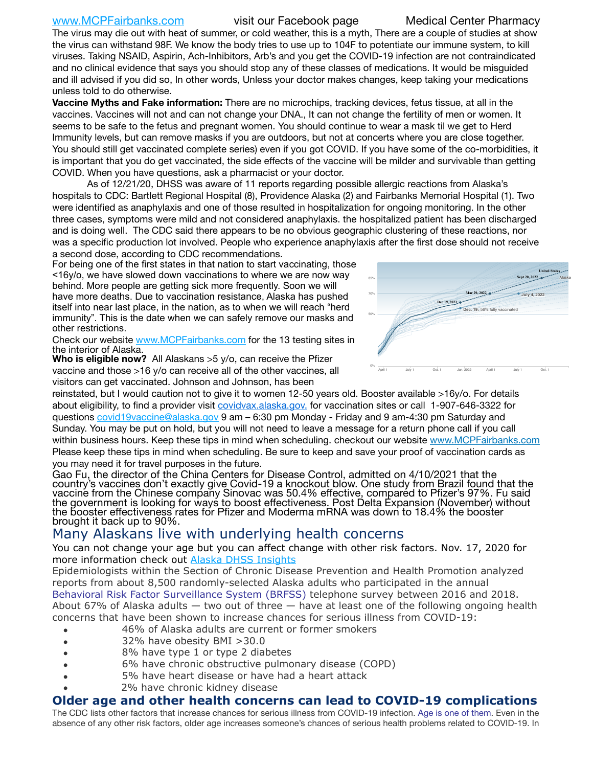www.MCPFairbanks.com visit our Facebook page Medical Center Pharmacy

The virus may die out with heat of summer, or cold weather, this is a myth, There are a couple of studies at show the virus can withstand 98F. We know the body tries to use up to 104F to potentiate our immune system, to kill viruses. Taking NSAID, Aspirin, Ach-Inhibitors, Arb's and you get the COVID-19 infection are not contraindicated and no clinical evidence that says you should stop any of these classes of medications. It would be misguided and ill advised if you did so, In other words, Unless your doctor makes changes, keep taking your medications unless told to do otherwise.

**Vaccine Myths and Fake information:** There are no microchips, tracking devices, fetus tissue, at all in the vaccines. Vaccines will not and can not change your DNA., It can not change the fertility of men or women. It seems to be safe to the fetus and pregnant women. You should continue to wear a mask til we get to Herd Immunity levels, but can remove masks if you are outdoors, but not at concerts where you are close together. You should still get vaccinated complete series) even if you got COVID. If you have some of the co-morbidities, it is important that you do get vaccinated, the side effects of the vaccine will be milder and survivable than getting COVID. When you have questions, ask a pharmacist or your doctor.

As of 12/21/20, DHSS was aware of 11 reports regarding possible allergic reactions from Alaska's hospitals to CDC: Bartlett Regional Hospital (8), Providence Alaska (2) and Fairbanks Memorial Hospital (1). Two were identified as anaphylaxis and one of those resulted in hospitalization for ongoing monitoring. In the other three cases, symptoms were mild and not considered anaphylaxis. the hospitalized patient has been discharged and is doing well. The CDC said there appears to be no obvious geographic clustering of these reactions, nor was a specific production lot involved. People who experience anaphylaxis after the first dose should not receive a second dose, according to CDC recommendations.

For being one of the first states in that nation to start vaccinating, those <16y/o, we have slowed down vaccinations to where we are now way behind. More people are getting sick more frequently. Soon we will have more deaths. Due to vaccination resistance, Alaska has pushed itself into near last place, in the nation, as to when we will reach "herd immunity". This is the date when we can safely remove our masks and other restrictions.

Check our website www.MCPFairbanks.com for the 13 testing sites in the interior of Alaska.

**Who is eligible now?** All Alaskans >5 y/o, can receive the Pfizer vaccine and those >16 y/o can receive all of the other vaccines, all visitors can get vaccinated. Johnson and Johnson, has been reinstated, but I would caution not to give it to women 12-50 years old. Booster available >16y/o. For details about eligibility, to find a provider visit covidvax.alaska.gov. for vaccination sites or call 1-907-646-3322 for questions covid19vaccine@alaska.gov 9 am – 6:30 pm Monday - Friday and 9 am-4:30 pm Saturday and Sunday. You may be put on hold, but you will not need to leave a message for a return phone call if you call within business hours. Keep these tips in mind when scheduling. checkout our website www.MCPFairbanks.com Please keep these tips in mind when scheduling. Be sure to keep and save your proof of vaccination cards as you may need it for travel purposes in the future.

Gao Fu, the director of the China Centers for Disease Control, admitted on 4/10/2021 that the country's vaccines don't exactly give Covid-19 a knockout blow. One study from Brazil found that the vaccine from the Chinese company Sinovac was 50.4% effective, compared to Pfizer's 97%. Fu said the government is looking for ways to boost effectiveness. Post Delta Expansion (November) without the booster effectiveness rates for Pfizer and Moderma mRNA was down to 18.4% the booster brought it back up to 90%.

## Many Alaskans live with underlying health concerns

You can not change your age but you can affect change with other risk factors. Nov. 17, 2020 for more information check out Alaska DHSS Insights

Epidemiologists within the Section of Chronic Disease Prevention and Health Promotion analyzed reports from about 8,500 randomly-selected Alaska adults who participated in the annual Behavioral Risk Factor Surveillance System (BRFSS) telephone survey between 2016 and 2018. About 67% of Alaska adults — two out of three — have at least one of the following ongoing health concerns that have been shown to increase chances for serious illness from COVID-19:

- 46% of Alaska adults are current or former smokers
- 32% have obesity BMI >30.0
- 8% have type 1 or type 2 diabetes
- 6% have chronic obstructive pulmonary disease (COPD)
- 5% have heart disease or have had a heart attack
- 2% have chronic kidney disease

## Older age and other health concerns can lead to COVID-19 complications

The CDC lists other factors that increase chances for serious illness from COVID-19 infection. Age is one of them. Even in the absence of any other risk factors, older age increases someone's chances of serious health problems related to COVID-19. In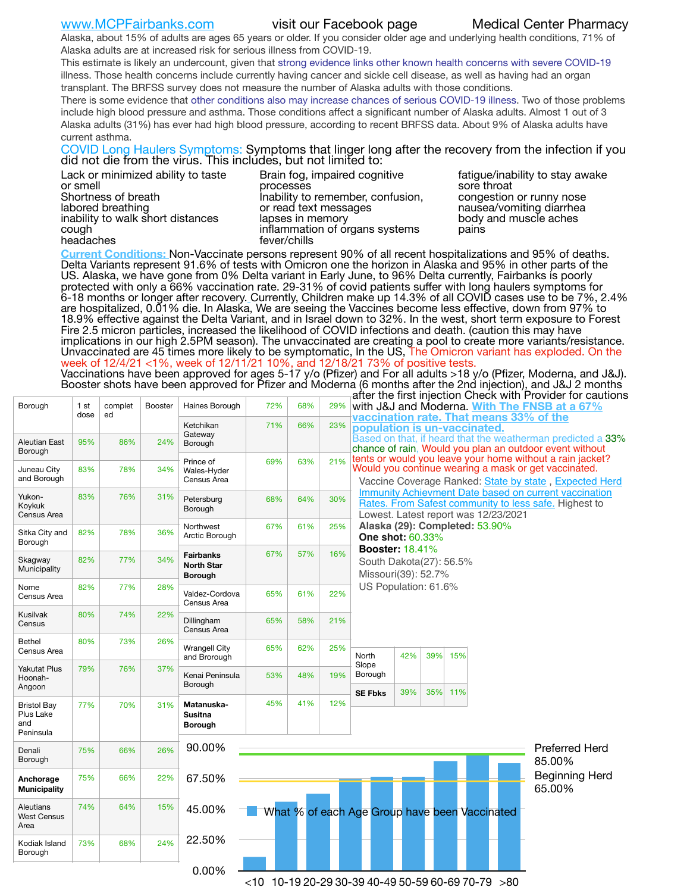www.MCPFairbanks.com visit our Facebook page Medical Center Pharmacy

Alaska, about 15% of adults are ages 65 years or older. If you consider older age and underlying health conditions, 71% of Alaska adults are at increased risk for serious illness from COVID-19.

This estimate is likely an undercount, given that strong evidence links other known health concerns with severe COVID-19 illness. Those health concerns include currently having cancer and sickle cell disease, as well as having had an organ transplant. The BRFSS survey does not measure the number of Alaska adults with those conditions.

There is some evidence that other conditions also may increase chances of serious COVID-19 illness. Two of those problems include high blood pressure and asthma. Those conditions affect a significant number of Alaska adults. Almost 1 out of 3 Alaska adults (31%) has ever had high blood pressure, according to recent BRFSS data. About 9% of Alaska adults have current asthma.

**COVID Long Haulers Symptoms:** Symptoms that linger long after the recovery from the infection if you did not die from the virus. This includes, but not limited to:

- Lack or minimized ability to taste or smell
- Shortness of breath
- labored breathing
- inability to walk short distances
- cough
- headaches
- Brain fog, impaired cognitive processes
- Inability to remember, confusion, or read text messages
- lapses in memory
- inflammation of organs systems
- fever/chills
- fatigue/inability to stay awake
- sore throat
- congestion or runny nose
- nausea/vomiting diarrhea
- body and muscle aches
- pains

**Current Conditions:** Non-Vaccinate persons represent 90% of all recent hospitalizations and 95% of deaths. Delta Variants represent 91.6% of tests with Omicron one the horizon in Alaska and 95% in other parts of the US. Alaska, we have gone from 0% Delta variant in Early June, to 96% Delta currently, Fairbanks is poorly protected with only a 66% vaccination rate. 29-31% of covid patients suffer with long haulers symptoms for 6-18 months or longer after recovery. Currently, Children make up 14.3% of all COVID cases use to be 7%, 2.4% are hospitalized, 0.01% die. In Alaska, We are seeing the Vaccines become less effective, down from 97% to 18.9% effective against the Delta Variant, and in Israel down to 32%. In the west, short term exposure to Forest Fire 2.5 micron particles, increased the likelihood of COVID infections and death. (caution this may have implications in our high 2.5PM season). The unvaccinated are creating a pool to create more variants/resistance. Unvaccinated are 45 times more likely to be symptomatic, In the US, The Omicron variant has exploded. On the week of 12/4/21 <1%, week of 12/11/21 10%, and 12/18/21 73% of positive tests.

Vaccinations have been approved for ages 5-17 y/o (Pfizer) and For all adults >18 y/o (Pfizer, Moderna, and J&J). Booster shots have been approved for Pfizer and Moderna (6 months after the 2nd injection), and J&J 2 months after the first injection Check with Provider for cautions with J&J and Moderna. **With The FNSB at a 67% vaccination rate. That means 33% of the population is un-vaccinated.**

Based on that, if heard that the weatherman predicted a 33% chance of rain, Would you plan an outdoor event without tents or would you leave your home without a rain jacket? Would you continue wearing a mask or get vaccinated.

| Borough | 1 st dose | completed | Booster |
|---|---|---|---|
| Aleutian East Borough | 95% | 86% | 24% |
| Juneau City and Borough | 83% | 78% | 34% |
| Yukon-Koykuk Census Area | 83% | 76% | 31% |
| Sitka City and Borough | 82% | 78% | 36% |
| Skagway Municipality | 82% | 77% | 34% |
| Nome Census Area | 82% | 77% | 28% |
| Kusilvak Census | 80% | 74% | 22% |
| Bethel Census Area | 80% | 73% | 26% |
| Yakutat Plus Hoonah-Angoon | 79% | 76% | 37% |
| Bristol Bay Plus Lake and Peninsula | 77% | 70% | 31% |
| Denali Borough | 75% | 66% | 26% |
| **Anchorage Municipality** | 75% | 66% | 22% |
| Aleutians West Census Area | 74% | 64% | 15% |
| Kodiak Island Borough | 73% | 68% | 24% |
| Haines Borough | 72% | 68% | 29% |
| Ketchikan Gateway Borough | 71% | 66% | 23% |
| Prince of Wales-Hyder Census Area | 69% | 63% | 21% |
| Petersburg Borough | 68% | 64% | 30% |
| Northwest Arctic Borough | 67% | 61% | 25% |
| **Fairbanks North Star Borough** | 67% | 57% | 16% |
| Valdez-Cordova Census Area | 65% | 61% | 22% |
| Dillingham Census Area | 65% | 58% | 21% |
| Wrangell City and Brorough | 65% | 62% | 25% |
| Kenai Peninsula Borough | 53% | 48% | 19% |
| **Matanuska-Susitna Borough** | 45% | 41% | 12% |
| North Slope Borough | 42% | 39% | 15% |
| **SE Fbks** | 39% | 35% | 11% |

Vaccine Coverage Ranked: State by state , Expected Herd Immunity Achievment Date based on current vaccination Rates. From Safest community to less safe. Highest to Lowest. Latest report was 12/23/2021

**Alaska (29): Completed:** 53.90%
**One shot:** 60.33%
**Booster:** 18.41%
South Dakota(27): 56.5%
Missouri(39): 52.7%
US Population: 61.6%

90.00%
67.50%
45.00%
22.50%
0.00%
What % of each Age Group have been Vaccinated
<10 10-19 20-29 30-39 40-49 50-59 60-69 70-79 >80
Preferred Herd 85.00%
Beginning Herd 65.00%